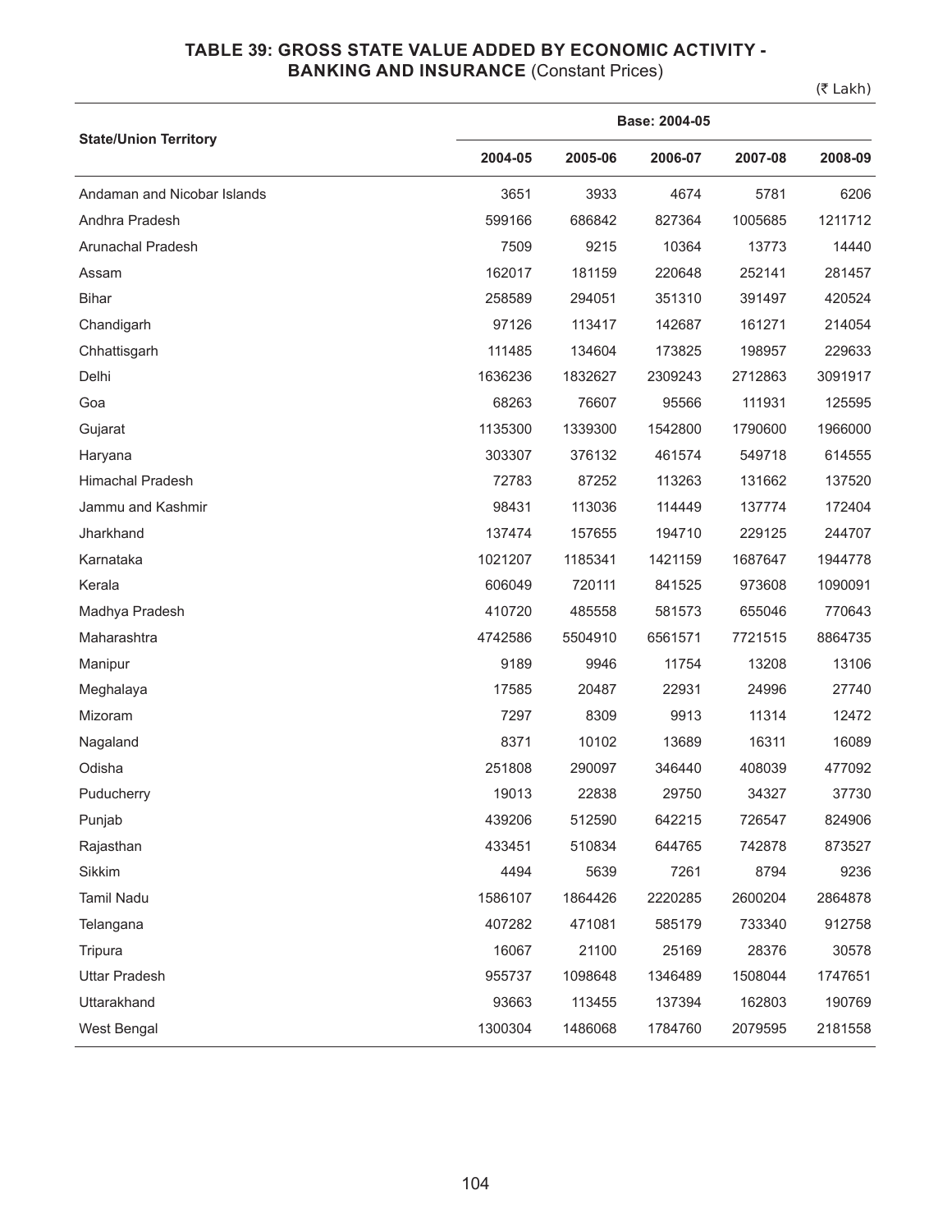## TABLE 39: GROSS STATE VALUE ADDED BY ECONOMIC ACTIVITY - BANKING AND INSURANCE (Constant Prices)

(₹ Lakh)

| State/Union Territory | Base: 2004-05 | | | | |
|---|---|---|---|---|---|
| | 2004-05 | 2005-06 | 2006-07 | 2007-08 | 2008-09 |
| Andaman and Nicobar Islands | 3651 | 3933 | 4674 | 5781 | 6206 |
| Andhra Pradesh | 599166 | 686842 | 827364 | 1005685 | 1211712 |
| Arunachal Pradesh | 7509 | 9215 | 10364 | 13773 | 14440 |
| Assam | 162017 | 181159 | 220648 | 252141 | 281457 |
| Bihar | 258589 | 294051 | 351310 | 391497 | 420524 |
| Chandigarh | 97126 | 113417 | 142687 | 161271 | 214054 |
| Chhattisgarh | 111485 | 134604 | 173825 | 198957 | 229633 |
| Delhi | 1636236 | 1832627 | 2309243 | 2712863 | 3091917 |
| Goa | 68263 | 76607 | 95566 | 111931 | 125595 |
| Gujarat | 1135300 | 1339300 | 1542800 | 1790600 | 1966000 |
| Haryana | 303307 | 376132 | 461574 | 549718 | 614555 |
| Himachal Pradesh | 72783 | 87252 | 113263 | 131662 | 137520 |
| Jammu and Kashmir | 98431 | 113036 | 114449 | 137774 | 172404 |
| Jharkhand | 137474 | 157655 | 194710 | 229125 | 244707 |
| Karnataka | 1021207 | 1185341 | 1421159 | 1687647 | 1944778 |
| Kerala | 606049 | 720111 | 841525 | 973608 | 1090091 |
| Madhya Pradesh | 410720 | 485558 | 581573 | 655046 | 770643 |
| Maharashtra | 4742586 | 5504910 | 6561571 | 7721515 | 8864735 |
| Manipur | 9189 | 9946 | 11754 | 13208 | 13106 |
| Meghalaya | 17585 | 20487 | 22931 | 24996 | 27740 |
| Mizoram | 7297 | 8309 | 9913 | 11314 | 12472 |
| Nagaland | 8371 | 10102 | 13689 | 16311 | 16089 |
| Odisha | 251808 | 290097 | 346440 | 408039 | 477092 |
| Puducherry | 19013 | 22838 | 29750 | 34327 | 37730 |
| Punjab | 439206 | 512590 | 642215 | 726547 | 824906 |
| Rajasthan | 433451 | 510834 | 644765 | 742878 | 873527 |
| Sikkim | 4494 | 5639 | 7261 | 8794 | 9236 |
| Tamil Nadu | 1586107 | 1864426 | 2220285 | 2600204 | 2864878 |
| Telangana | 407282 | 471081 | 585179 | 733340 | 912758 |
| Tripura | 16067 | 21100 | 25169 | 28376 | 30578 |
| Uttar Pradesh | 955737 | 1098648 | 1346489 | 1508044 | 1747651 |
| Uttarakhand | 93663 | 113455 | 137394 | 162803 | 190769 |
| West Bengal | 1300304 | 1486068 | 1784760 | 2079595 | 2181558 |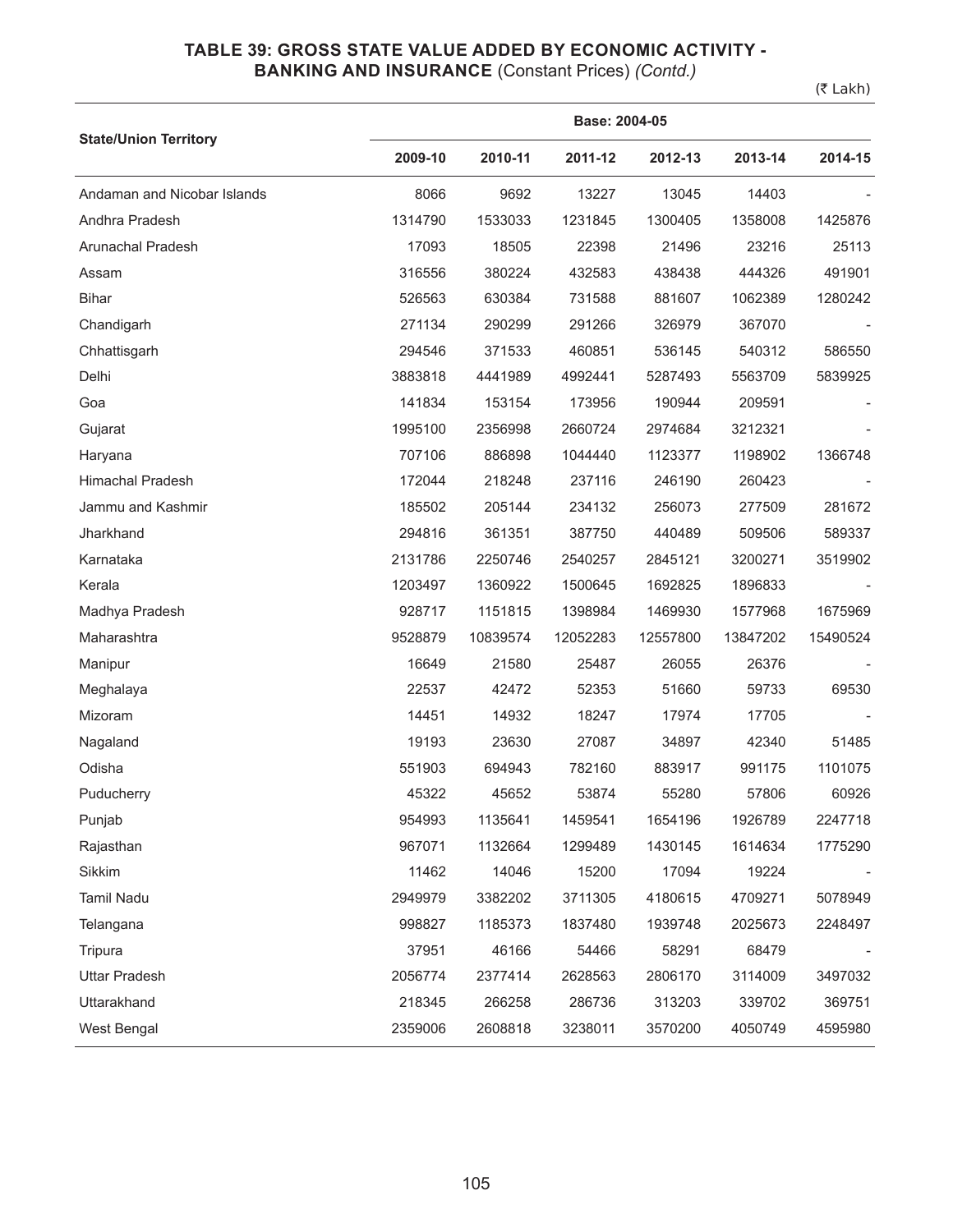## TABLE 39: GROSS STATE VALUE ADDED BY ECONOMIC ACTIVITY - BANKING AND INSURANCE (Constant Prices) *(Contd.)*

(₹ Lakh)

| State/Union Territory | Base: 2004-05 | | | | | |
|---|---|---|---|---|---|---|
| | 2009-10 | 2010-11 | 2011-12 | 2012-13 | 2013-14 | 2014-15 |
| Andaman and Nicobar Islands | 8066 | 9692 | 13227 | 13045 | 14403 | - |
| Andhra Pradesh | 1314790 | 1533033 | 1231845 | 1300405 | 1358008 | 1425876 |
| Arunachal Pradesh | 17093 | 18505 | 22398 | 21496 | 23216 | 25113 |
| Assam | 316556 | 380224 | 432583 | 438438 | 444326 | 491901 |
| Bihar | 526563 | 630384 | 731588 | 881607 | 1062389 | 1280242 |
| Chandigarh | 271134 | 290299 | 291266 | 326979 | 367070 | - |
| Chhattisgarh | 294546 | 371533 | 460851 | 536145 | 540312 | 586550 |
| Delhi | 3883818 | 4441989 | 4992441 | 5287493 | 5563709 | 5839925 |
| Goa | 141834 | 153154 | 173956 | 190944 | 209591 | - |
| Gujarat | 1995100 | 2356998 | 2660724 | 2974684 | 3212321 | - |
| Haryana | 707106 | 886898 | 1044440 | 1123377 | 1198902 | 1366748 |
| Himachal Pradesh | 172044 | 218248 | 237116 | 246190 | 260423 | - |
| Jammu and Kashmir | 185502 | 205144 | 234132 | 256073 | 277509 | 281672 |
| Jharkhand | 294816 | 361351 | 387750 | 440489 | 509506 | 589337 |
| Karnataka | 2131786 | 2250746 | 2540257 | 2845121 | 3200271 | 3519902 |
| Kerala | 1203497 | 1360922 | 1500645 | 1692825 | 1896833 | - |
| Madhya Pradesh | 928717 | 1151815 | 1398984 | 1469930 | 1577968 | 1675969 |
| Maharashtra | 9528879 | 10839574 | 12052283 | 12557800 | 13847202 | 15490524 |
| Manipur | 16649 | 21580 | 25487 | 26055 | 26376 | - |
| Meghalaya | 22537 | 42472 | 52353 | 51660 | 59733 | 69530 |
| Mizoram | 14451 | 14932 | 18247 | 17974 | 17705 | - |
| Nagaland | 19193 | 23630 | 27087 | 34897 | 42340 | 51485 |
| Odisha | 551903 | 694943 | 782160 | 883917 | 991175 | 1101075 |
| Puducherry | 45322 | 45652 | 53874 | 55280 | 57806 | 60926 |
| Punjab | 954993 | 1135641 | 1459541 | 1654196 | 1926789 | 2247718 |
| Rajasthan | 967071 | 1132664 | 1299489 | 1430145 | 1614634 | 1775290 |
| Sikkim | 11462 | 14046 | 15200 | 17094 | 19224 | - |
| Tamil Nadu | 2949979 | 3382202 | 3711305 | 4180615 | 4709271 | 5078949 |
| Telangana | 998827 | 1185373 | 1837480 | 1939748 | 2025673 | 2248497 |
| Tripura | 37951 | 46166 | 54466 | 58291 | 68479 | - |
| Uttar Pradesh | 2056774 | 2377414 | 2628563 | 2806170 | 3114009 | 3497032 |
| Uttarakhand | 218345 | 266258 | 286736 | 313203 | 339702 | 369751 |
| West Bengal | 2359006 | 2608818 | 3238011 | 3570200 | 4050749 | 4595980 |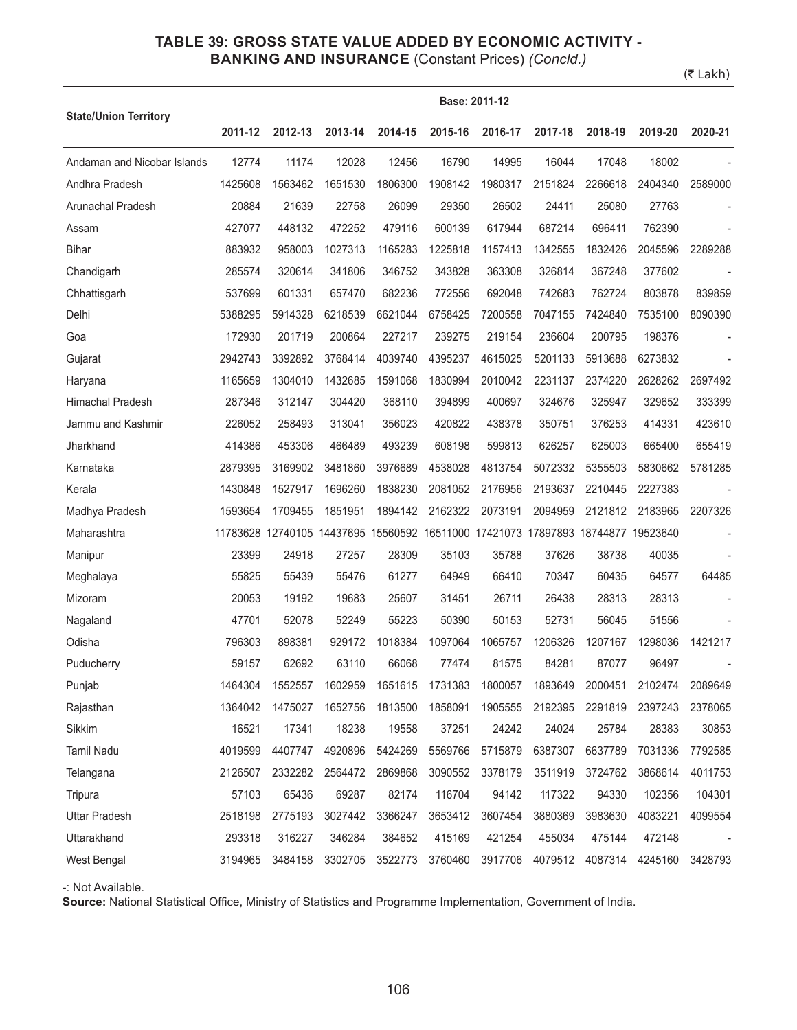## TABLE 39: GROSS STATE VALUE ADDED BY ECONOMIC ACTIVITY - BANKING AND INSURANCE (Constant Prices) *(Concld.)*

(₹ Lakh)

| State/Union Territory | Base: 2011-12 | | | | | | | | | |
|---|---|---|---|---|---|---|---|---|---|---|
| | 2011-12 | 2012-13 | 2013-14 | 2014-15 | 2015-16 | 2016-17 | 2017-18 | 2018-19 | 2019-20 | 2020-21 |
| Andaman and Nicobar Islands | 12774 | 11174 | 12028 | 12456 | 16790 | 14995 | 16044 | 17048 | 18002 | - |
| Andhra Pradesh | 1425608 | 1563462 | 1651530 | 1806300 | 1908142 | 1980317 | 2151824 | 2266618 | 2404340 | 2589000 |
| Arunachal Pradesh | 20884 | 21639 | 22758 | 26099 | 29350 | 26502 | 24411 | 25080 | 27763 | - |
| Assam | 427077 | 448132 | 472252 | 479116 | 600139 | 617944 | 687214 | 696411 | 762390 | - |
| Bihar | 883932 | 958003 | 1027313 | 1165283 | 1225818 | 1157413 | 1342555 | 1832426 | 2045596 | 2289288 |
| Chandigarh | 285574 | 320614 | 341806 | 346752 | 343828 | 363308 | 326814 | 367248 | 377602 | - |
| Chhattisgarh | 537699 | 601331 | 657470 | 682236 | 772556 | 692048 | 742683 | 762724 | 803878 | 839859 |
| Delhi | 5388295 | 5914328 | 6218539 | 6621044 | 6758425 | 7200558 | 7047155 | 7424840 | 7535100 | 8090390 |
| Goa | 172930 | 201719 | 200864 | 227217 | 239275 | 219154 | 236604 | 200795 | 198376 | - |
| Gujarat | 2942743 | 3392892 | 3768414 | 4039740 | 4395237 | 4615025 | 5201133 | 5913688 | 6273832 | - |
| Haryana | 1165659 | 1304010 | 1432685 | 1591068 | 1830994 | 2010042 | 2231137 | 2374220 | 2628262 | 2697492 |
| Himachal Pradesh | 287346 | 312147 | 304420 | 368110 | 394899 | 400697 | 324676 | 325947 | 329652 | 333399 |
| Jammu and Kashmir | 226052 | 258493 | 313041 | 356023 | 420822 | 438378 | 350751 | 376253 | 414331 | 423610 |
| Jharkhand | 414386 | 453306 | 466489 | 493239 | 608198 | 599813 | 626257 | 625003 | 665400 | 655419 |
| Karnataka | 2879395 | 3169902 | 3481860 | 3976689 | 4538028 | 4813754 | 5072332 | 5355503 | 5830662 | 5781285 |
| Kerala | 1430848 | 1527917 | 1696260 | 1838230 | 2081052 | 2176956 | 2193637 | 2210445 | 2227383 | - |
| Madhya Pradesh | 1593654 | 1709455 | 1851951 | 1894142 | 2162322 | 2073191 | 2094959 | 2121812 | 2183965 | 2207326 |
| Maharashtra | 11783628 | 12740105 | 14437695 | 15560592 | 16511000 | 17421073 | 17897893 | 18744877 | 19523640 | - |
| Manipur | 23399 | 24918 | 27257 | 28309 | 35103 | 35788 | 37626 | 38738 | 40035 | - |
| Meghalaya | 55825 | 55439 | 55476 | 61277 | 64949 | 66410 | 70347 | 60435 | 64577 | 64485 |
| Mizoram | 20053 | 19192 | 19683 | 25607 | 31451 | 26711 | 26438 | 28313 | 28313 | - |
| Nagaland | 47701 | 52078 | 52249 | 55223 | 50390 | 50153 | 52731 | 56045 | 51556 | - |
| Odisha | 796303 | 898381 | 929172 | 1018384 | 1097064 | 1065757 | 1206326 | 1207167 | 1298036 | 1421217 |
| Puducherry | 59157 | 62692 | 63110 | 66068 | 77474 | 81575 | 84281 | 87077 | 96497 | - |
| Punjab | 1464304 | 1552557 | 1602959 | 1651615 | 1731383 | 1800057 | 1893649 | 2000451 | 2102474 | 2089649 |
| Rajasthan | 1364042 | 1475027 | 1652756 | 1813500 | 1858091 | 1905555 | 2192395 | 2291819 | 2397243 | 2378065 |
| Sikkim | 16521 | 17341 | 18238 | 19558 | 37251 | 24242 | 24024 | 25784 | 28383 | 30853 |
| Tamil Nadu | 4019599 | 4407747 | 4920896 | 5424269 | 5569766 | 5715879 | 6387307 | 6637789 | 7031336 | 7792585 |
| Telangana | 2126507 | 2332282 | 2564472 | 2869868 | 3090552 | 3378179 | 3511919 | 3724762 | 3868614 | 4011753 |
| Tripura | 57103 | 65436 | 69287 | 82174 | 116704 | 94142 | 117322 | 94330 | 102356 | 104301 |
| Uttar Pradesh | 2518198 | 2775193 | 3027442 | 3366247 | 3653412 | 3607454 | 3880369 | 3983630 | 4083221 | 4099554 |
| Uttarakhand | 293318 | 316227 | 346284 | 384652 | 415169 | 421254 | 455034 | 475144 | 472148 | - |
| West Bengal | 3194965 | 3484158 | 3302705 | 3522773 | 3760460 | 3917706 | 4079512 | 4087314 | 4245160 | 3428793 |

-: Not Available.

**Source:** National Statistical Office, Ministry of Statistics and Programme Implementation, Government of India.